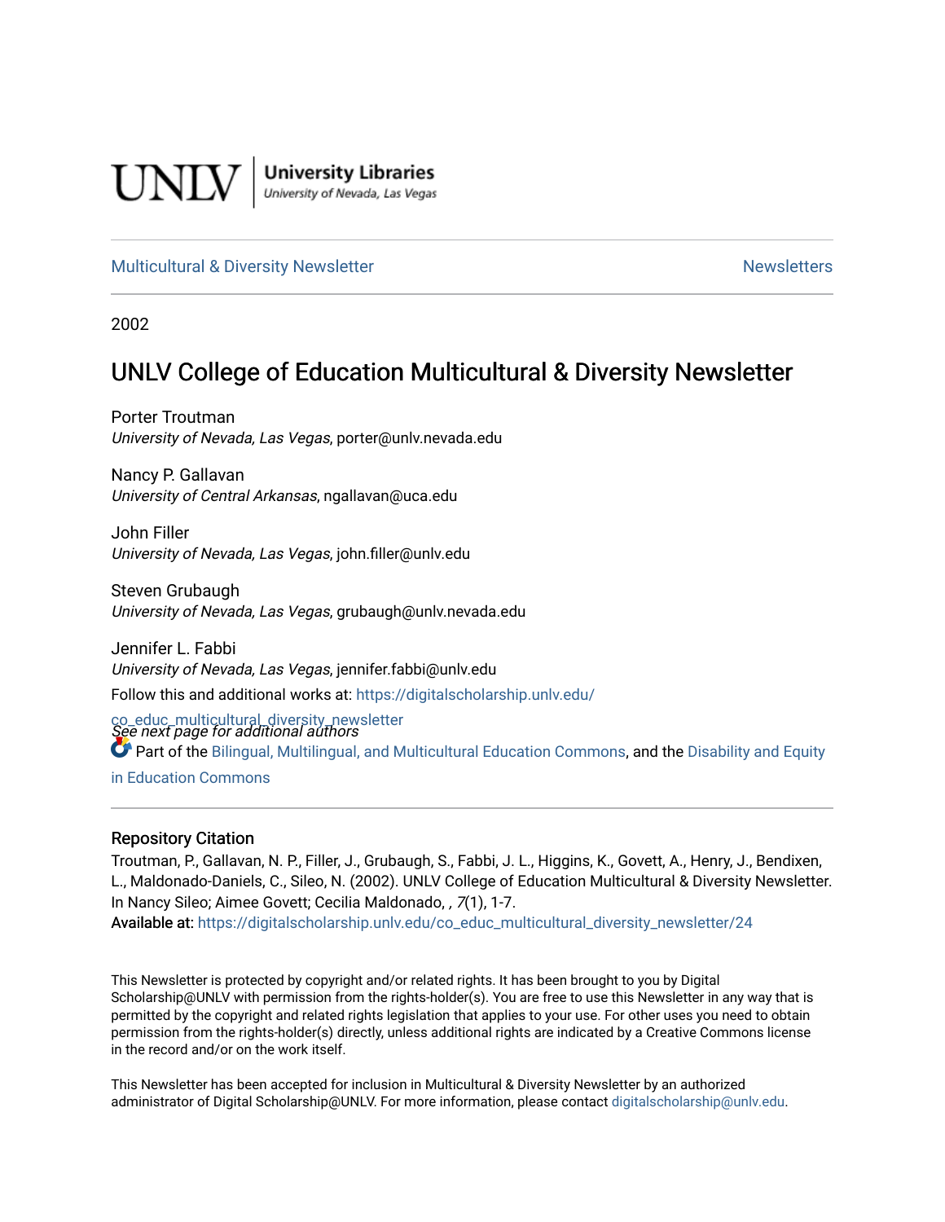UNLV | University Libraries
*University of Nevada, Las Vegas*

Multicultural & Diversity Newsletter | Newsletters

2002

# UNLV College of Education Multicultural & Diversity Newsletter

Porter Troutman
*University of Nevada, Las Vegas*, porter@unlv.nevada.edu

Nancy P. Gallavan
*University of Central Arkansas*, ngallavan@uca.edu

John Filler
*University of Nevada, Las Vegas*, john.filler@unlv.edu

Steven Grubaugh
*University of Nevada, Las Vegas*, grubaugh@unlv.nevada.edu

Jennifer L. Fabbi
*University of Nevada, Las Vegas*, jennifer.fabbi@unlv.edu

*See next page for additional authors*

Follow this and additional works at: https://digitalscholarship.unlv.edu/co_educ_multicultural_diversity_newsletter

Part of the Bilingual, Multilingual, and Multicultural Education Commons, and the Disability and Equity in Education Commons

## Repository Citation

Troutman, P., Gallavan, N. P., Filler, J., Grubaugh, S., Fabbi, J. L., Higgins, K., Govett, A., Henry, J., Bendixen, L., Maldonado-Daniels, C., Sileo, N. (2002). UNLV College of Education Multicultural & Diversity Newsletter. In Nancy Sileo; Aimee Govett; Cecilia Maldonado, , *7*(1), 1-7.

**Available at:** https://digitalscholarship.unlv.edu/co_educ_multicultural_diversity_newsletter/24

This Newsletter is protected by copyright and/or related rights. It has been brought to you by Digital Scholarship@UNLV with permission from the rights-holder(s). You are free to use this Newsletter in any way that is permitted by the copyright and related rights legislation that applies to your use. For other uses you need to obtain permission from the rights-holder(s) directly, unless additional rights are indicated by a Creative Commons license in the record and/or on the work itself.

This Newsletter has been accepted for inclusion in Multicultural & Diversity Newsletter by an authorized administrator of Digital Scholarship@UNLV. For more information, please contact digitalscholarship@unlv.edu.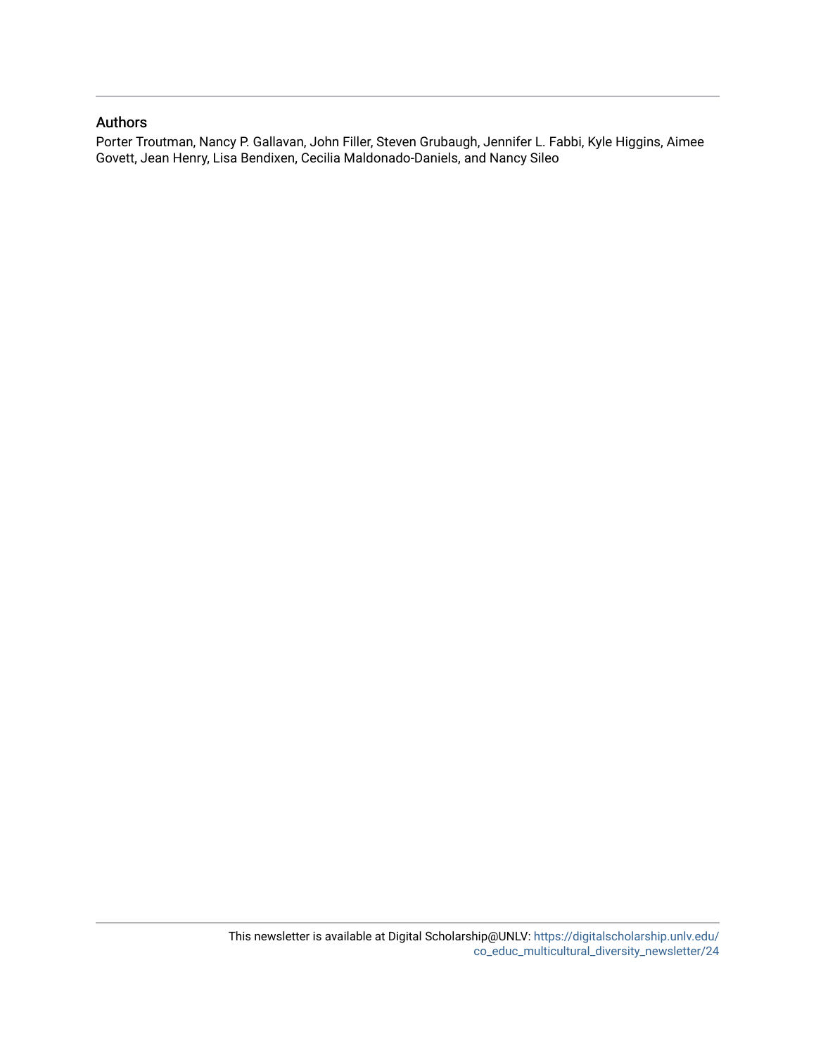## Authors

Porter Troutman, Nancy P. Gallavan, John Filler, Steven Grubaugh, Jennifer L. Fabbi, Kyle Higgins, Aimee Govett, Jean Henry, Lisa Bendixen, Cecilia Maldonado-Daniels, and Nancy Sileo

This newsletter is available at Digital Scholarship@UNLV: https://digitalscholarship.unlv.edu/co_educ_multicultural_diversity_newsletter/24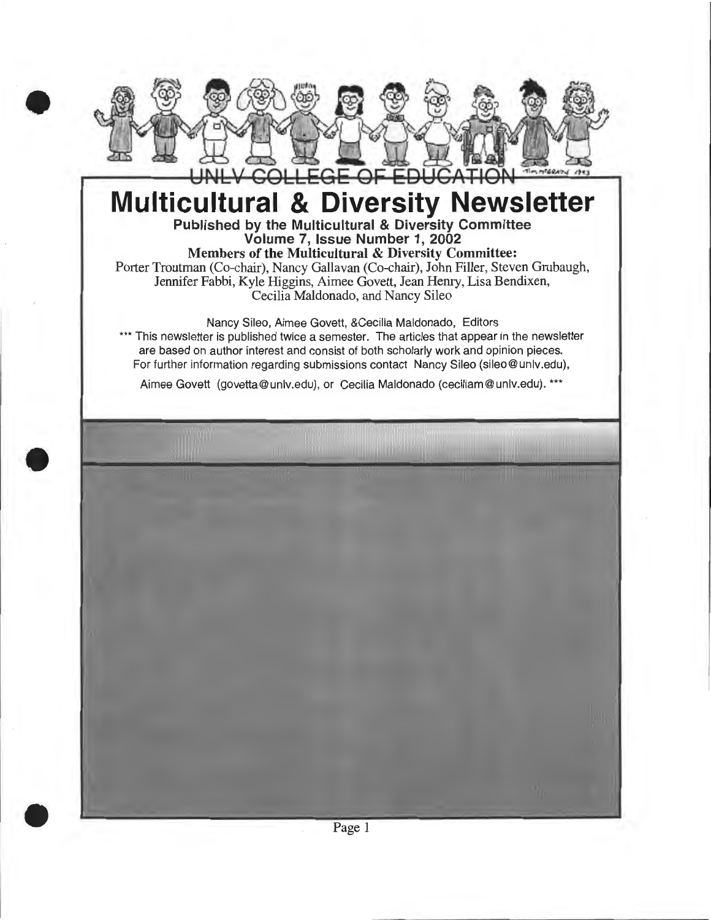UNLV COLLEGE OF EDUCATION

# Multicultural & Diversity Newsletter

**Published by the Multicultural & Diversity Committee**
**Volume 7, Issue Number 1, 2002**

**Members of the Multicultural & Diversity Committee:**
Porter Troutman (Co-chair), Nancy Gallavan (Co-chair), John Filler, Steven Grubaugh, Jennifer Fabbi, Kyle Higgins, Aimee Govett, Jean Henry, Lisa Bendixen, Cecilia Maldonado, and Nancy Sileo

Nancy Sileo, Aimee Govett, &Cecilia Maldonado, Editors

*** This newsletter is published twice a semester. The articles that appear in the newsletter are based on author interest and consist of both scholarly work and opinion pieces. For further information regarding submissions contact Nancy Sileo (sileo@unlv.edu), Aimee Govett (govetta@unlv.edu), or Cecilia Maldonado (ceciliam@unlv.edu). ***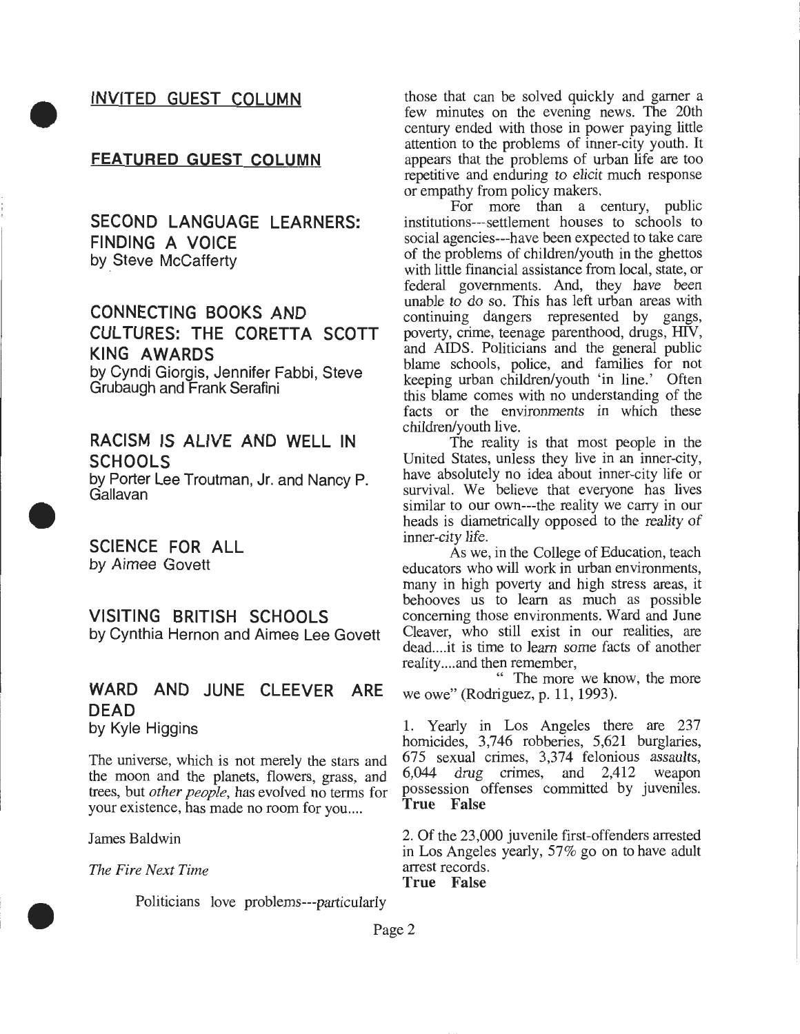## INVITED GUEST COLUMN

## FEATURED GUEST COLUMN

### SECOND LANGUAGE LEARNERS: FINDING A VOICE
by Steve McCafferty

### CONNECTING BOOKS AND CULTURES: THE CORETTA SCOTT KING AWARDS
by Cyndi Giorgis, Jennifer Fabbi, Steve Grubaugh and Frank Serafini

### RACISM IS ALIVE AND WELL IN SCHOOLS
by Porter Lee Troutman, Jr. and Nancy P. Gallavan

### SCIENCE FOR ALL
by Aimee Govett

### VISITING BRITISH SCHOOLS
by Cynthia Hernon and Aimee Lee Govett

### WARD AND JUNE CLEEVER ARE DEAD
by Kyle Higgins

The universe, which is not merely the stars and the moon and the planets, flowers, grass, and trees, but *other people*, has evolved no terms for your existence, has made no room for you....

James Baldwin

*The Fire Next Time*

Politicians love problems---particularly those that can be solved quickly and garner a few minutes on the evening news. The 20th century ended with those in power paying little attention to the problems of inner-city youth. It appears that the problems of urban life are too repetitive and enduring to elicit much response or empathy from policy makers.

For more than a century, public institutions---settlement houses to schools to social agencies---have been expected to take care of the problems of children/youth in the ghettos with little financial assistance from local, state, or federal governments. And, they have been unable to do so. This has left urban areas with continuing dangers represented by gangs, poverty, crime, teenage parenthood, drugs, HIV, and AIDS. Politicians and the general public blame schools, police, and families for not keeping urban children/youth 'in line.' Often this blame comes with no understanding of the facts or the environments in which these children/youth live.

The reality is that most people in the United States, unless they live in an inner-city, have absolutely no idea about inner-city life or survival. We believe that everyone has lives similar to our own---the reality we carry in our heads is diametrically opposed to the reality of inner-city life.

As we, in the College of Education, teach educators who will work in urban environments, many in high poverty and high stress areas, it behooves us to learn as much as possible concerning those environments. Ward and June Cleaver, who still exist in our realities, are dead....it is time to learn some facts of another reality....and then remember,

" The more we know, the more we owe" (Rodriguez, p. 11, 1993).

1. Yearly in Los Angeles there are 237 homicides, 3,746 robberies, 5,621 burglaries, 675 sexual crimes, 3,374 felonious assaults, 6,044 drug crimes, and 2,412 weapon possession offenses committed by juveniles.
**True False**

2. Of the 23,000 juvenile first-offenders arrested in Los Angeles yearly, 57% go on to have adult arrest records.
**True False**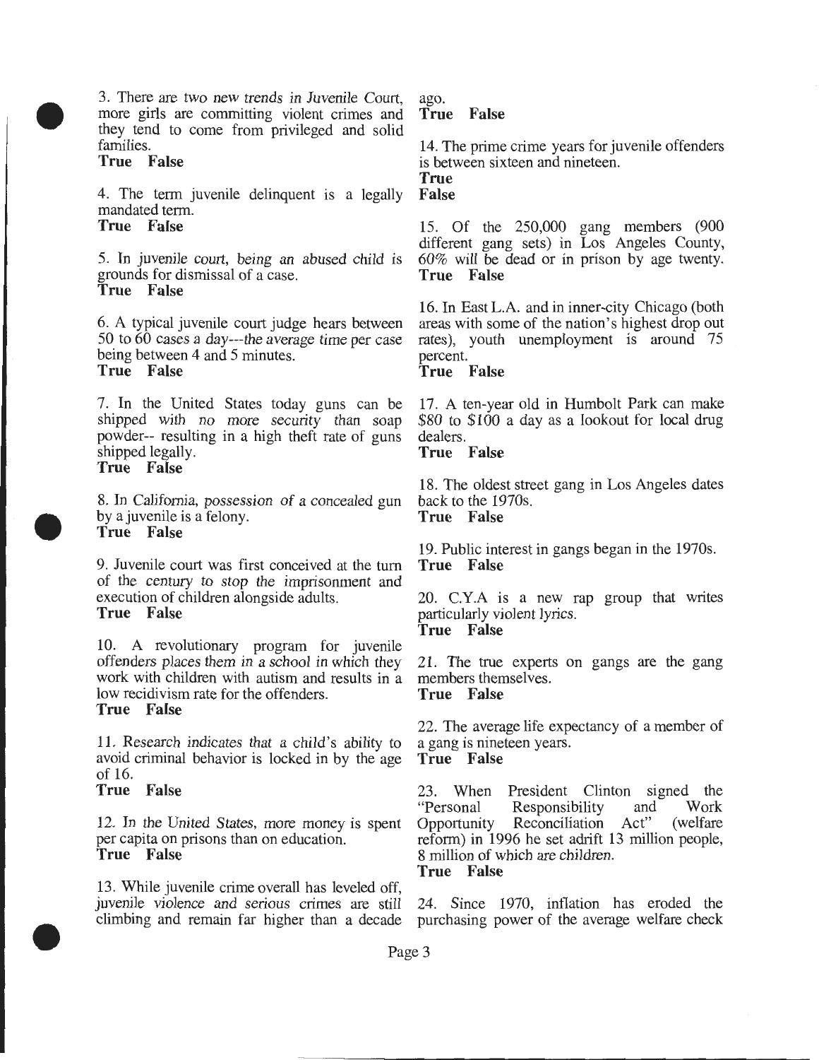3. There are two new trends in Juvenile Court, more girls are committing violent crimes and they tend to come from privileged and solid families.
**True False**

4. The term juvenile delinquent is a legally mandated term.
**True False**

5. In juvenile court, being an abused child is grounds for dismissal of a case.
**True False**

6. A typical juvenile court judge hears between 50 to 60 cases a day---the average time per case being between 4 and 5 minutes.
**True False**

7. In the United States today guns can be shipped with no more security than soap powder-- resulting in a high theft rate of guns shipped legally.
**True False**

8. In California, possession of a concealed gun by a juvenile is a felony.
**True False**

9. Juvenile court was first conceived at the turn of the century to stop the imprisonment and execution of children alongside adults.
**True False**

10. A revolutionary program for juvenile offenders places them in a school in which they work with children with autism and results in a low recidivism rate for the offenders.
**True False**

11. Research indicates that a child's ability to avoid criminal behavior is locked in by the age of 16.
**True False**

12. In the United States, more money is spent per capita on prisons than on education.
**True False**

13. While juvenile crime overall has leveled off, juvenile violence and serious crimes are still climbing and remain far higher than a decade ago.
**True False**

14. The prime crime years for juvenile offenders is between sixteen and nineteen.
**True**
**False**

15. Of the 250,000 gang members (900 different gang sets) in Los Angeles County, 60% will be dead or in prison by age twenty.
**True False**

16. In East L.A. and in inner-city Chicago (both areas with some of the nation's highest drop out rates), youth unemployment is around 75 percent.
**True False**

17. A ten-year old in Humbolt Park can make $80 to $100 a day as a lookout for local drug dealers.
**True False**

18. The oldest street gang in Los Angeles dates back to the 1970s.
**True False**

19. Public interest in gangs began in the 1970s.
**True False**

20. C.Y.A is a new rap group that writes particularly violent lyrics.
**True False**

21. The true experts on gangs are the gang members themselves.
**True False**

22. The average life expectancy of a member of a gang is nineteen years.
**True False**

23. When President Clinton signed the "Personal Responsibility and Work Opportunity Reconciliation Act" (welfare reform) in 1996 he set adrift 13 million people, 8 million of which are children.
**True False**

24. Since 1970, inflation has eroded the purchasing power of the average welfare check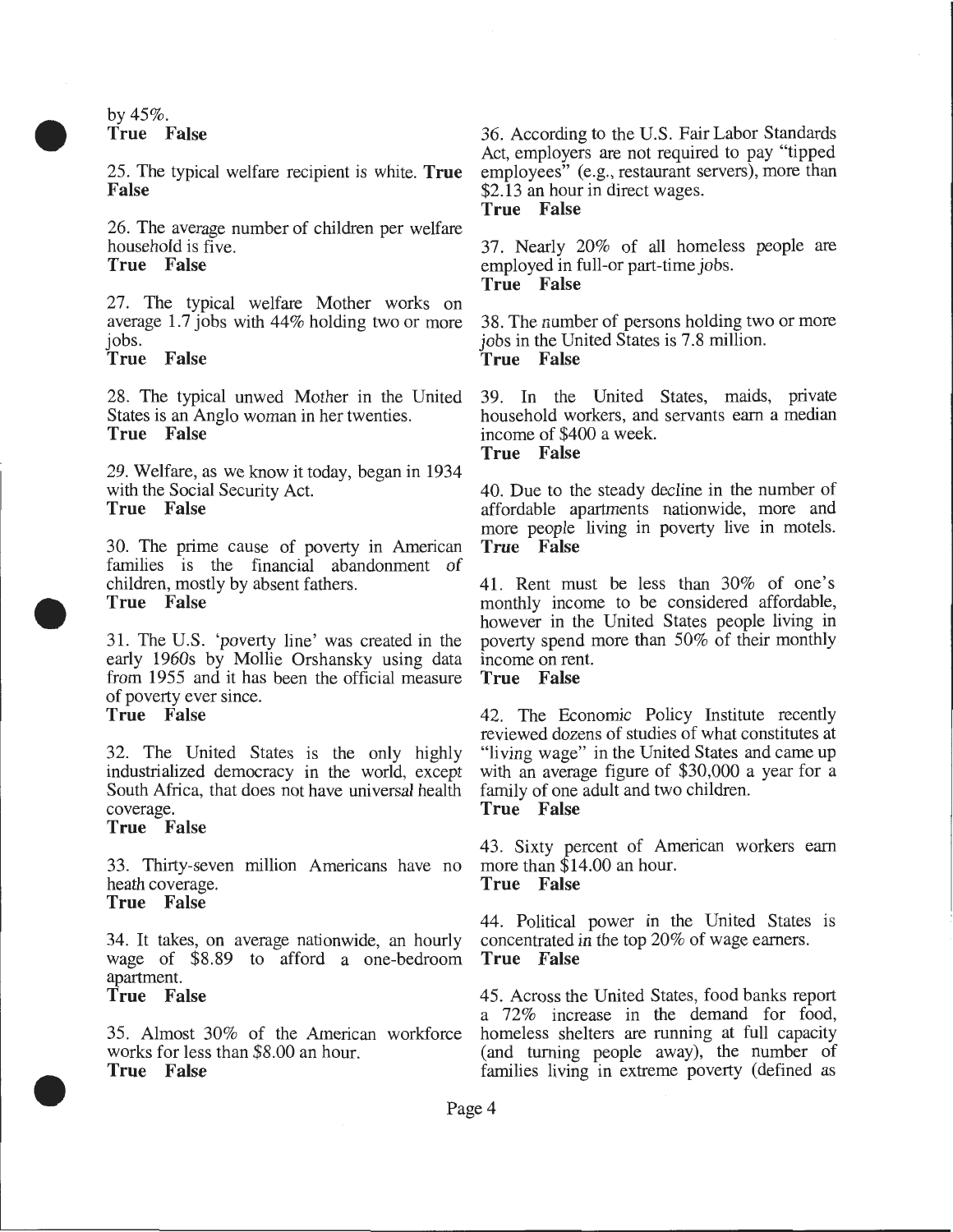by 45%.
**True False**

25. The typical welfare recipient is white. **True False**

26. The average number of children per welfare household is five.
**True False**

27. The typical welfare Mother works on average 1.7 jobs with 44% holding two or more jobs.
**True False**

28. The typical unwed Mother in the United States is an Anglo woman in her twenties.
**True False**

29. Welfare, as we know it today, began in 1934 with the Social Security Act.
**True False**

30. The prime cause of poverty in American families is the financial abandonment of children, mostly by absent fathers.
**True False**

31. The U.S. 'poverty line' was created in the early 1960s by Mollie Orshansky using data from 1955 and it has been the official measure of poverty ever since.
**True False**

32. The United States is the only highly industrialized democracy in the world, except South Africa, that does not have universal health coverage.
**True False**

33. Thirty-seven million Americans have no heath coverage.
**True False**

34. It takes, on average nationwide, an hourly wage of $8.89 to afford a one-bedroom apartment.
**True False**

35. Almost 30% of the American workforce works for less than $8.00 an hour.
**True False**

36. According to the U.S. Fair Labor Standards Act, employers are not required to pay "tipped employees" (e.g., restaurant servers), more than $2.13 an hour in direct wages.
**True False**

37. Nearly 20% of all homeless people are employed in full-or part-time jobs.
**True False**

38. The number of persons holding two or more jobs in the United States is 7.8 million.
**True False**

39. In the United States, maids, private household workers, and servants earn a median income of $400 a week.
**True False**

40. Due to the steady decline in the number of affordable apartments nationwide, more and more people living in poverty live in motels.
**True False**

41. Rent must be less than 30% of one's monthly income to be considered affordable, however in the United States people living in poverty spend more than 50% of their monthly income on rent.
**True False**

42. The Economic Policy Institute recently reviewed dozens of studies of what constitutes at "living wage" in the United States and came up with an average figure of $30,000 a year for a family of one adult and two children.
**True False**

43. Sixty percent of American workers earn more than $14.00 an hour.
**True False**

44. Political power in the United States is concentrated in the top 20% of wage earners.
**True False**

45. Across the United States, food banks report a 72% increase in the demand for food, homeless shelters are running at full capacity (and turning people away), the number of families living in extreme poverty (defined as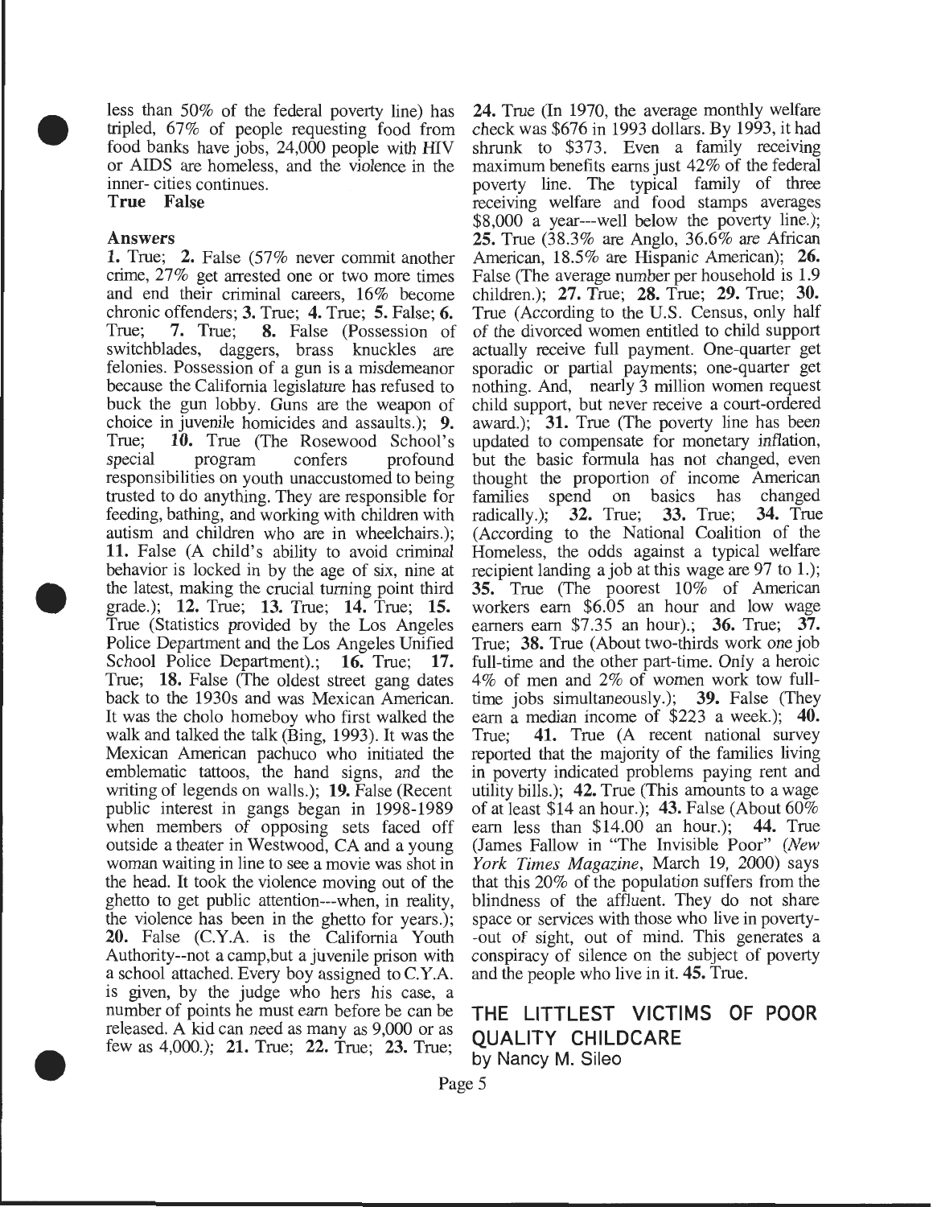less than 50% of the federal poverty line) has tripled, 67% of people requesting food from food banks have jobs, 24,000 people with HIV or AIDS are homeless, and the violence in the inner- cities continues.

**True False**

**Answers**

**1.** True; **2.** False (57% never commit another crime, 27% get arrested one or two more times and end their criminal careers, 16% become chronic offenders; **3.** True; **4.** True; **5.** False; **6.** True; **7.** True; **8.** False (Possession of switchblades, daggers, brass knuckles are felonies. Possession of a gun is a misdemeanor because the California legislature has refused to buck the gun lobby. Guns are the weapon of choice in juvenile homicides and assaults.); **9.** True; **10.** True (The Rosewood School's special program confers profound responsibilities on youth unaccustomed to being trusted to do anything. They are responsible for feeding, bathing, and working with children with autism and children who are in wheelchairs.); **11.** False (A child's ability to avoid criminal behavior is locked in by the age of six, nine at the latest, making the crucial turning point third grade.); **12.** True; **13.** True; **14.** True; **15.** True (Statistics provided by the Los Angeles Police Department and the Los Angeles Unified School Police Department).; **16.** True; **17.** True; **18.** False (The oldest street gang dates back to the 1930s and was Mexican American. It was the cholo homeboy who first walked the walk and talked the talk (Bing, 1993). It was the Mexican American pachuco who initiated the emblematic tattoos, the hand signs, and the writing of legends on walls.); **19.** False (Recent public interest in gangs began in 1998-1989 when members of opposing sets faced off outside a theater in Westwood, CA and a young woman waiting in line to see a movie was shot in the head. It took the violence moving out of the ghetto to get public attention---when, in reality, the violence has been in the ghetto for years.); **20.** False (C.Y.A. is the California Youth Authority--not a camp,but a juvenile prison with a school attached. Every boy assigned to C.Y.A. is given, by the judge who hers his case, a number of points he must earn before be can be released. A kid can need as many as 9,000 or as few as 4,000.); **21.** True; **22.** True; **23.** True; **24.** True (In 1970, the average monthly welfare check was $676 in 1993 dollars. By 1993, it had shrunk to $373. Even a family receiving maximum benefits earns just 42% of the federal poverty line. The typical family of three receiving welfare and food stamps averages $8,000 a year---well below the poverty line.); **25.** True (38.3% are Anglo, 36.6% are African American, 18.5% are Hispanic American); **26.** False (The average number per household is 1.9 children.); **27.** True; **28.** True; **29.** True; **30.** True (According to the U.S. Census, only half of the divorced women entitled to child support actually receive full payment. One-quarter get sporadic or partial payments; one-quarter get nothing. And, nearly 3 million women request child support, but never receive a court-ordered award.); **31.** True (The poverty line has been updated to compensate for monetary inflation, but the basic formula has not changed, even thought the proportion of income American families spend on basics has changed radically.); **32.** True; **33.** True; **34.** True (According to the National Coalition of the Homeless, the odds against a typical welfare recipient landing a job at this wage are 97 to 1.); **35.** True (The poorest 10% of American workers earn $6.05 an hour and low wage earners earn $7.35 an hour).; **36.** True; **37.** True; **38.** True (About two-thirds work one job full-time and the other part-time. Only a heroic 4% of men and 2% of women work tow full-time jobs simultaneously.); **39.** False (They earn a median income of $223 a week.); **40.** True; **41.** True (A recent national survey reported that the majority of the families living in poverty indicated problems paying rent and utility bills.); **42.** True (This amounts to a wage of at least $14 an hour.); **43.** False (About 60% earn less than $14.00 an hour.); **44.** True (James Fallow in "The Invisible Poor" (*New York Times Magazine*, March 19, 2000) says that this 20% of the population suffers from the blindness of the affluent. They do not share space or services with those who live in poverty--out of sight, out of mind. This generates a conspiracy of silence on the subject of poverty and the people who live in it. **45.** True.

## THE LITTLEST VICTIMS OF POOR QUALITY CHILDCARE

by Nancy M. Sileo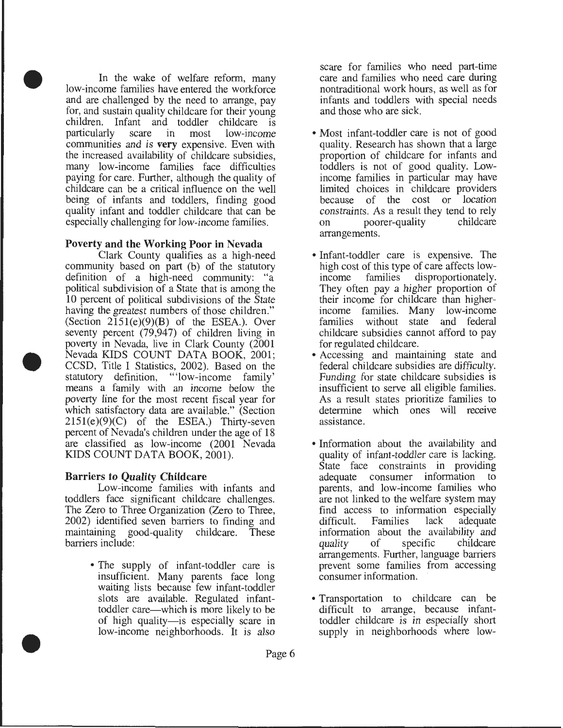In the wake of welfare reform, many low-income families have entered the workforce and are challenged by the need to arrange, pay for, and sustain quality childcare for their young children. Infant and toddler childcare is particularly scare in most low-income communities and is **very** expensive. Even with the increased availability of childcare subsidies, many low-income families face difficulties paying for care. Further, although the quality of childcare can be a critical influence on the well being of infants and toddlers, finding good quality infant and toddler childcare that can be especially challenging for low-income families.

**Poverty and the Working Poor in Nevada**

Clark County qualifies as a high-need community based on part (b) of the statutory definition of a high-need community: "a political subdivision of a State that is among the 10 percent of political subdivisions of the State having the greatest numbers of those children." (Section 2151(e)(9)(B) of the ESEA.). Over seventy percent (79,947) of children living in poverty in Nevada, live in Clark County (2001 Nevada KIDS COUNT DATA BOOK, 2001; CCSD, Title I Statistics, 2002). Based on the statutory definition, "'low-income family' means a family with an income below the poverty line for the most recent fiscal year for which satisfactory data are available." (Section 2151(e)(9)(C) of the ESEA.) Thirty-seven percent of Nevada's children under the age of 18 are classified as low-income (2001 Nevada KIDS COUNT DATA BOOK, 2001).

**Barriers to Quality Childcare**

Low-income families with infants and toddlers face significant childcare challenges. The Zero to Three Organization (Zero to Three, 2002) identified seven barriers to finding and maintaining good-quality childcare. These barriers include:

- The supply of infant-toddler care is insufficient. Many parents face long waiting lists because few infant-toddler slots are available. Regulated infant-toddler care—which is more likely to be of high quality—is especially scare in low-income neighborhoods. It is also scare for families who need part-time care and families who need care during nontraditional work hours, as well as for infants and toddlers with special needs and those who are sick.

- Most infant-toddler care is not of good quality. Research has shown that a large proportion of childcare for infants and toddlers is not of good quality. Low-income families in particular may have limited choices in childcare providers because of the cost or location constraints. As a result they tend to rely on poorer-quality childcare arrangements.

- Infant-toddler care is expensive. The high cost of this type of care affects low-income families disproportionately. They often pay a higher proportion of their income for childcare than higher-income families. Many low-income families without state and federal childcare subsidies cannot afford to pay for regulated childcare.
- Accessing and maintaining state and federal childcare subsidies are difficulty. Funding for state childcare subsidies is insufficient to serve all eligible families. As a result states prioritize families to determine which ones will receive assistance.

- Information about the availability and quality of infant-toddler care is lacking. State face constraints in providing adequate consumer information to parents, and low-income families who are not linked to the welfare system may find access to information especially difficult. Families lack adequate information about the availability and quality of specific childcare arrangements. Further, language barriers prevent some families from accessing consumer information.

- Transportation to childcare can be difficult to arrange, because infant-toddler childcare is in especially short supply in neighborhoods where low-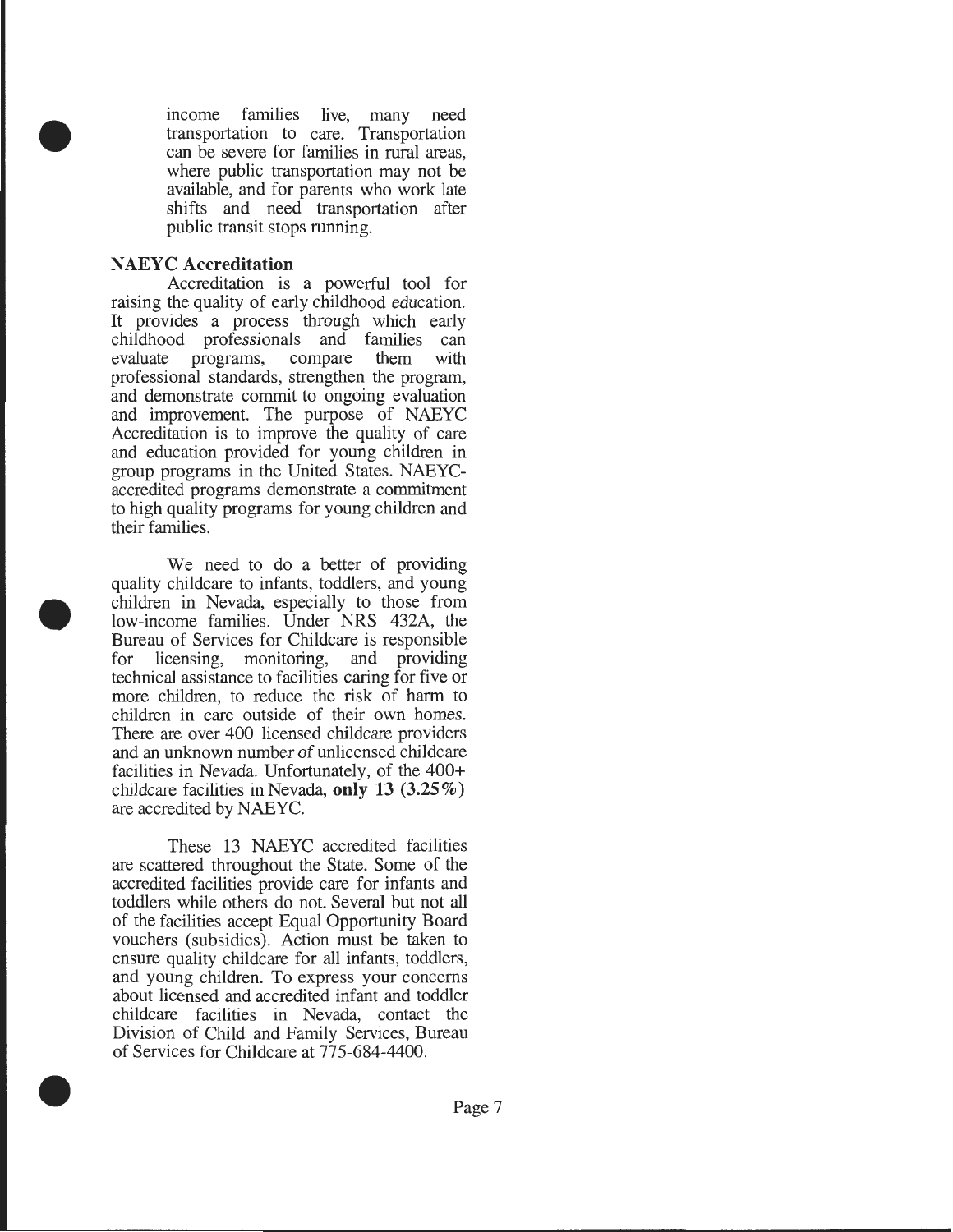income families live, many need transportation to care. Transportation can be severe for families in rural areas, where public transportation may not be available, and for parents who work late shifts and need transportation after public transit stops running.

### NAEYC Accreditation

Accreditation is a powerful tool for raising the quality of early childhood education. It provides a process through which early childhood professionals and families can evaluate programs, compare them with professional standards, strengthen the program, and demonstrate commit to ongoing evaluation and improvement. The purpose of NAEYC Accreditation is to improve the quality of care and education provided for young children in group programs in the United States. NAEYC-accredited programs demonstrate a commitment to high quality programs for young children and their families.

We need to do a better of providing quality childcare to infants, toddlers, and young children in Nevada, especially to those from low-income families. Under NRS 432A, the Bureau of Services for Childcare is responsible for licensing, monitoring, and providing technical assistance to facilities caring for five or more children, to reduce the risk of harm to children in care outside of their own homes. There are over 400 licensed childcare providers and an unknown number of unlicensed childcare facilities in Nevada. Unfortunately, of the 400+ childcare facilities in Nevada, **only 13 (3.25%)** are accredited by NAEYC.

These 13 NAEYC accredited facilities are scattered throughout the State. Some of the accredited facilities provide care for infants and toddlers while others do not. Several but not all of the facilities accept Equal Opportunity Board vouchers (subsidies). Action must be taken to ensure quality childcare for all infants, toddlers, and young children. To express your concerns about licensed and accredited infant and toddler childcare facilities in Nevada, contact the Division of Child and Family Services, Bureau of Services for Childcare at 775-684-4400.